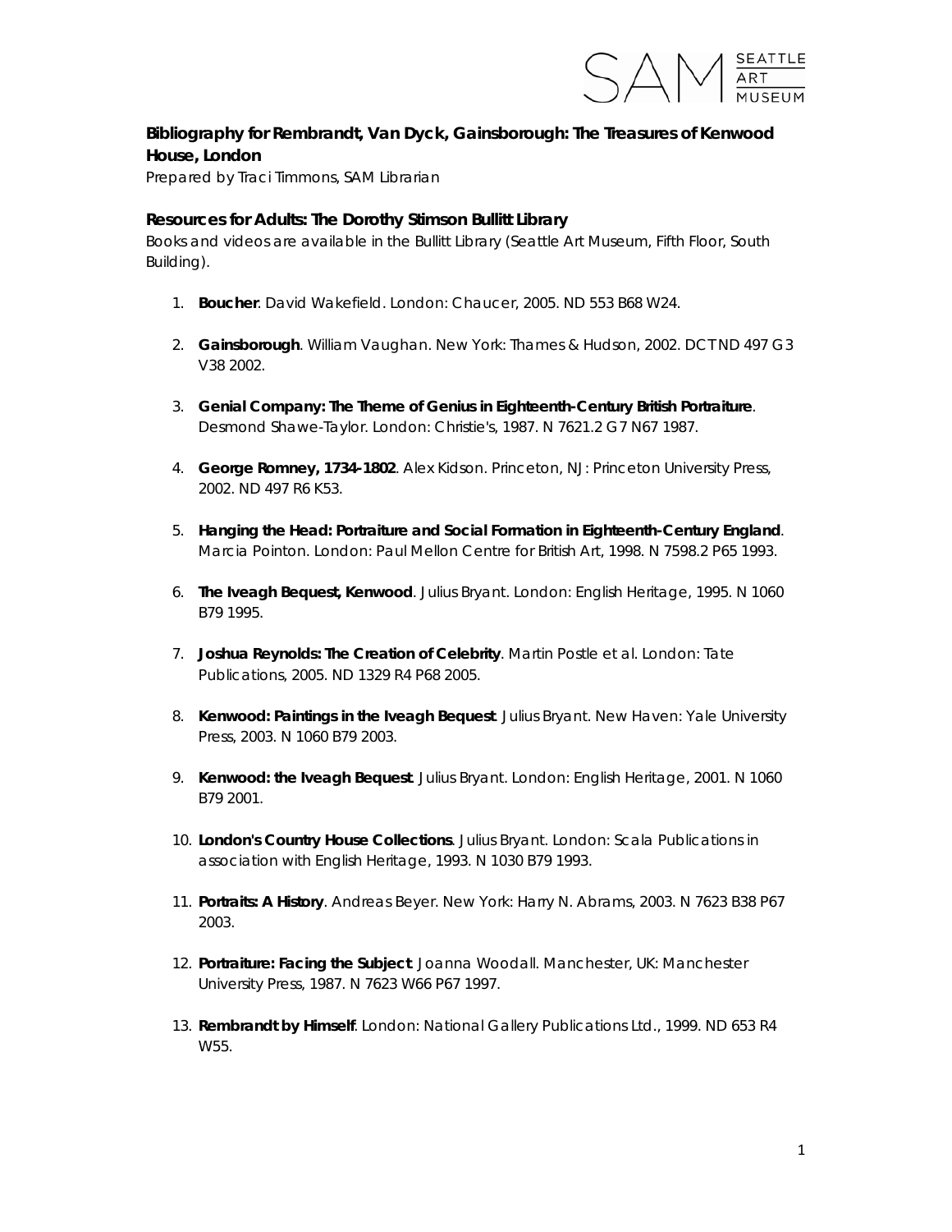## Bibliography for Rembrandt, Van Dyck, Gainsborough: The Treasures of Kenwood House, London

*Prepared by Traci Timmons, SAM Librarian*

### Resources for Adults: The Dorothy Stimson Bullitt Library

Books and videos are available in the Bullitt Library (Seattle Art Museum, Fifth Floor, South Building).

1. **Boucher**. David Wakefield. London: Chaucer, 2005. ND 553 B68 W24.
2. **Gainsborough**. William Vaughan. New York: Thames & Hudson, 2002. DCT ND 497 G3 V38 2002.
3. **Genial Company: The Theme of Genius in Eighteenth-Century British Portraiture**. Desmond Shawe-Taylor. London: Christie's, 1987. N 7621.2 G7 N67 1987.
4. **George Romney, 1734-1802**. Alex Kidson. Princeton, NJ: Princeton University Press, 2002. ND 497 R6 K53.
5. **Hanging the Head: Portraiture and Social Formation in Eighteenth-Century England**. Marcia Pointon. London: Paul Mellon Centre for British Art, 1998. N 7598.2 P65 1993.
6. **The Iveagh Bequest, Kenwood**. Julius Bryant. London: English Heritage, 1995. N 1060 B79 1995.
7. **Joshua Reynolds: The Creation of Celebrity**. Martin Postle et al. London: Tate Publications, 2005. ND 1329 R4 P68 2005.
8. **Kenwood: Paintings in the Iveagh Bequest**. Julius Bryant. New Haven: Yale University Press, 2003. N 1060 B79 2003.
9. **Kenwood: the Iveagh Bequest**. Julius Bryant. London: English Heritage, 2001. N 1060 B79 2001.
10. **London's Country House Collections**. Julius Bryant. London: Scala Publications in association with English Heritage, 1993. N 1030 B79 1993.
11. **Portraits: A History**. Andreas Beyer. New York: Harry N. Abrams, 2003. N 7623 B38 P67 2003.
12. **Portraiture: Facing the Subject**. Joanna Woodall. Manchester, UK: Manchester University Press, 1987. N 7623 W66 P67 1997.
13. **Rembrandt by Himself**. London: National Gallery Publications Ltd., 1999. ND 653 R4 W55.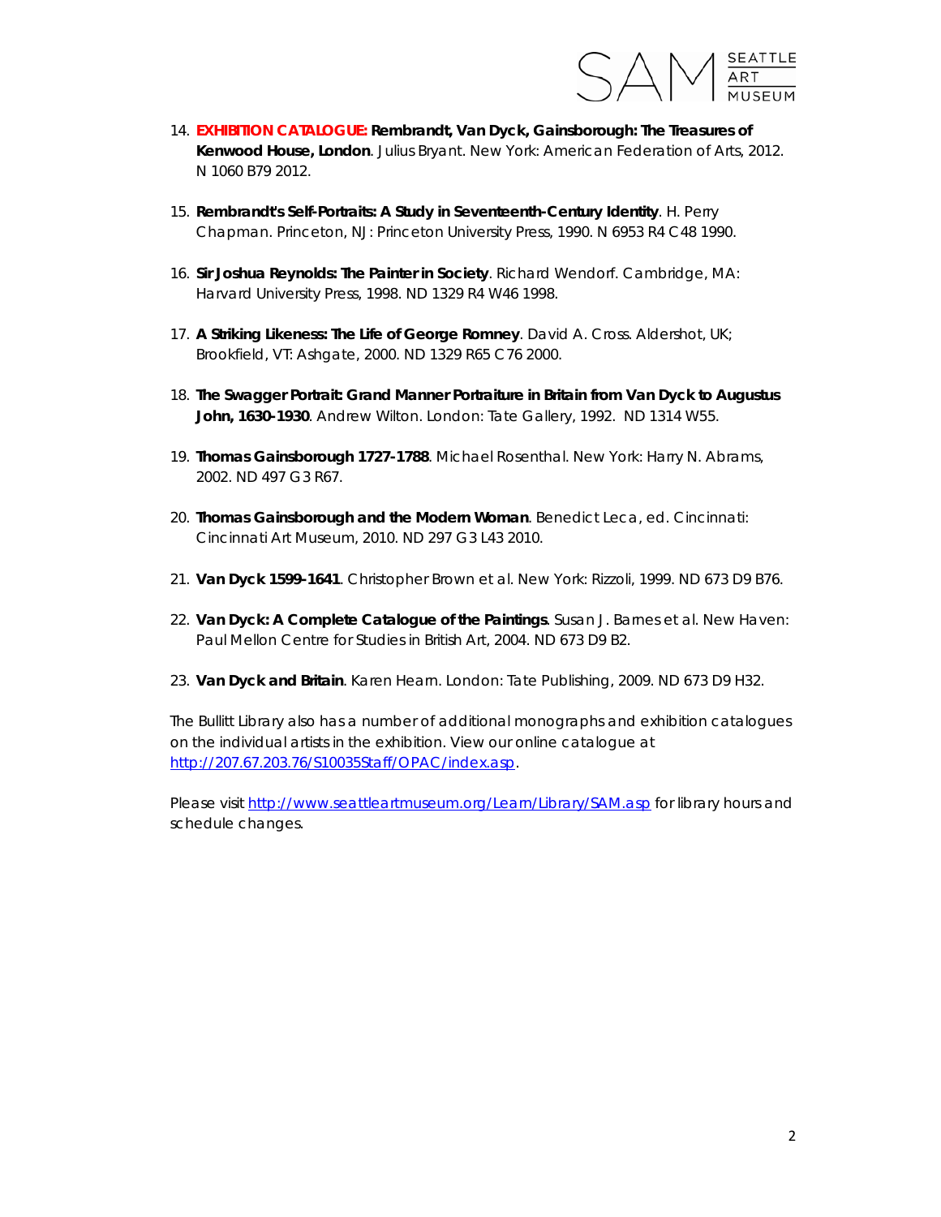14. **EXHIBITION CATALOGUE: Rembrandt, Van Dyck, Gainsborough: The Treasures of Kenwood House, London**. Julius Bryant. New York: American Federation of Arts, 2012. N 1060 B79 2012.

15. **Rembrandt's Self-Portraits: A Study in Seventeenth-Century Identity**. H. Perry Chapman. Princeton, NJ: Princeton University Press, 1990. N 6953 R4 C48 1990.

16. **Sir Joshua Reynolds: The Painter in Society**. Richard Wendorf. Cambridge, MA: Harvard University Press, 1998. ND 1329 R4 W46 1998.

17. **A Striking Likeness: The Life of George Romney**. David A. Cross. Aldershot, UK; Brookfield, VT: Ashgate, 2000. ND 1329 R65 C76 2000.

18. **The Swagger Portrait: Grand Manner Portraiture in Britain from Van Dyck to Augustus John, 1630-1930**. Andrew Wilton. London: Tate Gallery, 1992. ND 1314 W55.

19. **Thomas Gainsborough 1727-1788**. Michael Rosenthal. New York: Harry N. Abrams, 2002. ND 497 G3 R67.

20. **Thomas Gainsborough and the Modern Woman**. Benedict Leca, ed. Cincinnati: Cincinnati Art Museum, 2010. ND 297 G3 L43 2010.

21. **Van Dyck 1599-1641**. Christopher Brown et al. New York: Rizzoli, 1999. ND 673 D9 B76.

22. **Van Dyck: A Complete Catalogue of the Paintings**. Susan J. Barnes et al. New Haven: Paul Mellon Centre for Studies in British Art, 2004. ND 673 D9 B2.

23. **Van Dyck and Britain**. Karen Hearn. London: Tate Publishing, 2009. ND 673 D9 H32.

The Bullitt Library also has a number of additional monographs and exhibition catalogues on the individual artists in the exhibition. View our online catalogue at http://207.67.203.76/S10035Staff/OPAC/index.asp.

Please visit http://www.seattleartmuseum.org/Learn/Library/SAM.asp for library hours and schedule changes.